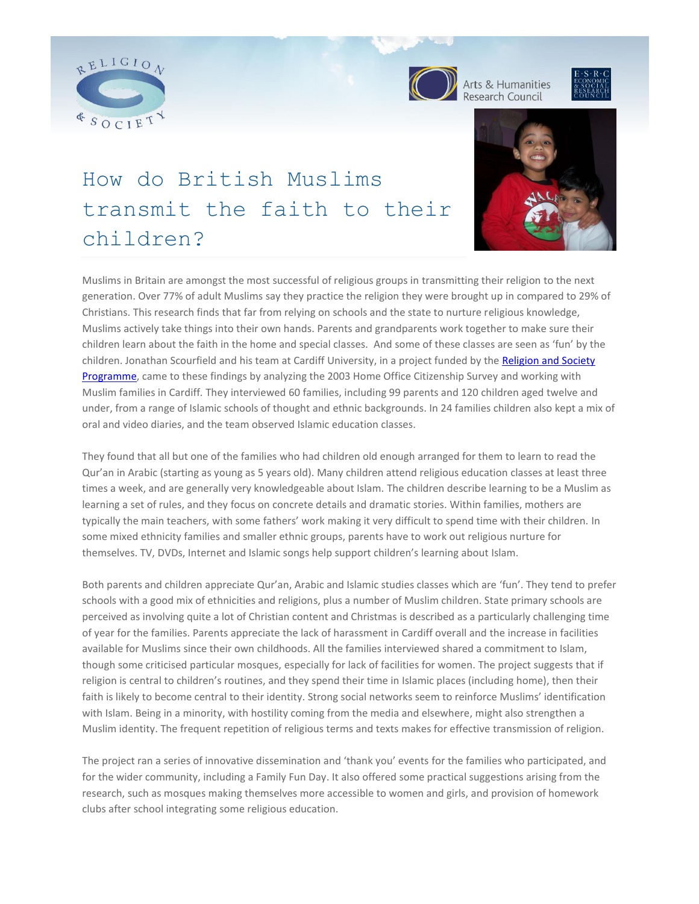# How do British Muslims transmit the faith to their children?

Muslims in Britain are amongst the most successful of religious groups in transmitting their religion to the next generation. Over 77% of adult Muslims say they practice the religion they were brought up in compared to 29% of Christians. This research finds that far from relying on schools and the state to nurture religious knowledge, Muslims actively take things into their own hands. Parents and grandparents work together to make sure their children learn about the faith in the home and special classes. And some of these classes are seen as 'fun' by the children. Jonathan Scourfield and his team at Cardiff University, in a project funded by the Religion and Society Programme, came to these findings by analyzing the 2003 Home Office Citizenship Survey and working with Muslim families in Cardiff. They interviewed 60 families, including 99 parents and 120 children aged twelve and under, from a range of Islamic schools of thought and ethnic backgrounds. In 24 families children also kept a mix of oral and video diaries, and the team observed Islamic education classes.

They found that all but one of the families who had children old enough arranged for them to learn to read the Qur'an in Arabic (starting as young as 5 years old). Many children attend religious education classes at least three times a week, and are generally very knowledgeable about Islam. The children describe learning to be a Muslim as learning a set of rules, and they focus on concrete details and dramatic stories. Within families, mothers are typically the main teachers, with some fathers' work making it very difficult to spend time with their children. In some mixed ethnicity families and smaller ethnic groups, parents have to work out religious nurture for themselves. TV, DVDs, Internet and Islamic songs help support children's learning about Islam.

Both parents and children appreciate Qur'an, Arabic and Islamic studies classes which are 'fun'. They tend to prefer schools with a good mix of ethnicities and religions, plus a number of Muslim children. State primary schools are perceived as involving quite a lot of Christian content and Christmas is described as a particularly challenging time of year for the families. Parents appreciate the lack of harassment in Cardiff overall and the increase in facilities available for Muslims since their own childhoods. All the families interviewed shared a commitment to Islam, though some criticised particular mosques, especially for lack of facilities for women. The project suggests that if religion is central to children's routines, and they spend their time in Islamic places (including home), then their faith is likely to become central to their identity. Strong social networks seem to reinforce Muslims' identification with Islam. Being in a minority, with hostility coming from the media and elsewhere, might also strengthen a Muslim identity. The frequent repetition of religious terms and texts makes for effective transmission of religion.

The project ran a series of innovative dissemination and 'thank you' events for the families who participated, and for the wider community, including a Family Fun Day. It also offered some practical suggestions arising from the research, such as mosques making themselves more accessible to women and girls, and provision of homework clubs after school integrating some religious education.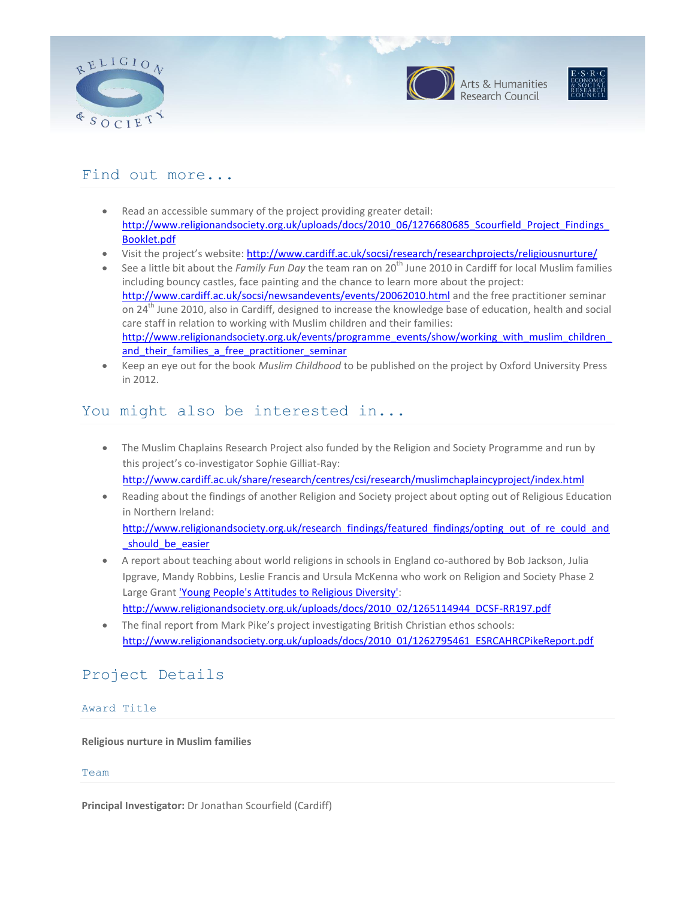## Find out more...

- Read an accessible summary of the project providing greater detail: http://www.religionandsociety.org.uk/uploads/docs/2010_06/1276680685_Scourfield_Project_Findings_Booklet.pdf
- Visit the project's website: http://www.cardiff.ac.uk/socsi/research/researchprojects/religiousnurture/
- See a little bit about the *Family Fun Day* the team ran on 20th June 2010 in Cardiff for local Muslim families including bouncy castles, face painting and the chance to learn more about the project: http://www.cardiff.ac.uk/socsi/newsandevents/events/20062010.html and the free practitioner seminar on 24th June 2010, also in Cardiff, designed to increase the knowledge base of education, health and social care staff in relation to working with Muslim children and their families: http://www.religionandsociety.org.uk/events/programme_events/show/working_with_muslim_children_and_their_families_a_free_practitioner_seminar
- Keep an eye out for the book *Muslim Childhood* to be published on the project by Oxford University Press in 2012.

## You might also be interested in...

- The Muslim Chaplains Research Project also funded by the Religion and Society Programme and run by this project's co-investigator Sophie Gilliat-Ray: http://www.cardiff.ac.uk/share/research/centres/csi/research/muslimchaplaincyproject/index.html
- Reading about the findings of another Religion and Society project about opting out of Religious Education in Northern Ireland: http://www.religionandsociety.org.uk/research_findings/featured_findings/opting_out_of_re_could_and_should_be_easier
- A report about teaching about world religions in schools in England co-authored by Bob Jackson, Julia Ipgrave, Mandy Robbins, Leslie Francis and Ursula McKenna who work on Religion and Society Phase 2 Large Grant 'Young People's Attitudes to Religious Diversity': http://www.religionandsociety.org.uk/uploads/docs/2010_02/1265114944_DCSF-RR197.pdf
- The final report from Mark Pike's project investigating British Christian ethos schools: http://www.religionandsociety.org.uk/uploads/docs/2010_01/1262795461_ESRCAHRCPikeReport.pdf

## Project Details

### Award Title

**Religious nurture in Muslim families**

### Team

**Principal Investigator:** Dr Jonathan Scourfield (Cardiff)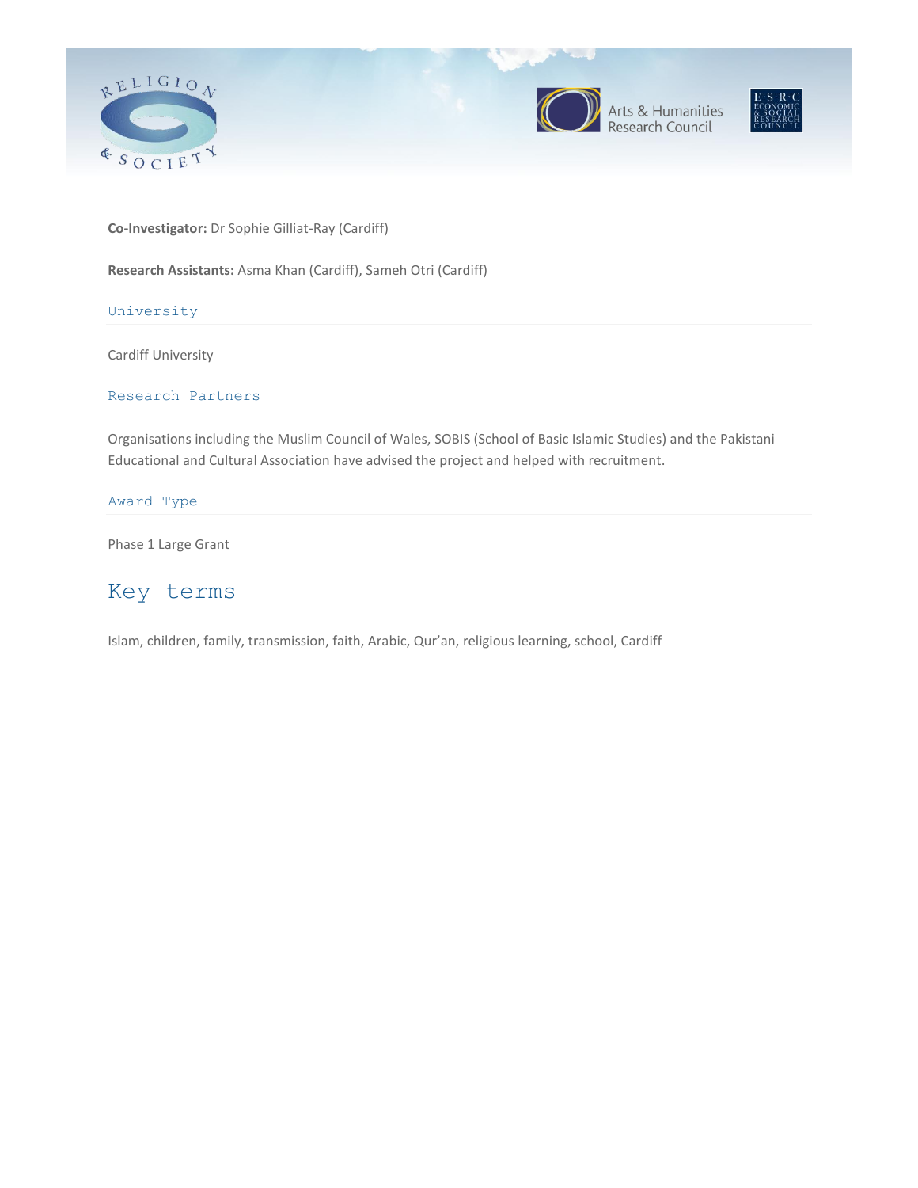**Co-Investigator:** Dr Sophie Gilliat-Ray (Cardiff)

**Research Assistants:** Asma Khan (Cardiff), Sameh Otri (Cardiff)

### University

Cardiff University

### Research Partners

Organisations including the Muslim Council of Wales, SOBIS (School of Basic Islamic Studies) and the Pakistani Educational and Cultural Association have advised the project and helped with recruitment.

### Award Type

Phase 1 Large Grant

## Key terms

Islam, children, family, transmission, faith, Arabic, Qur'an, religious learning, school, Cardiff